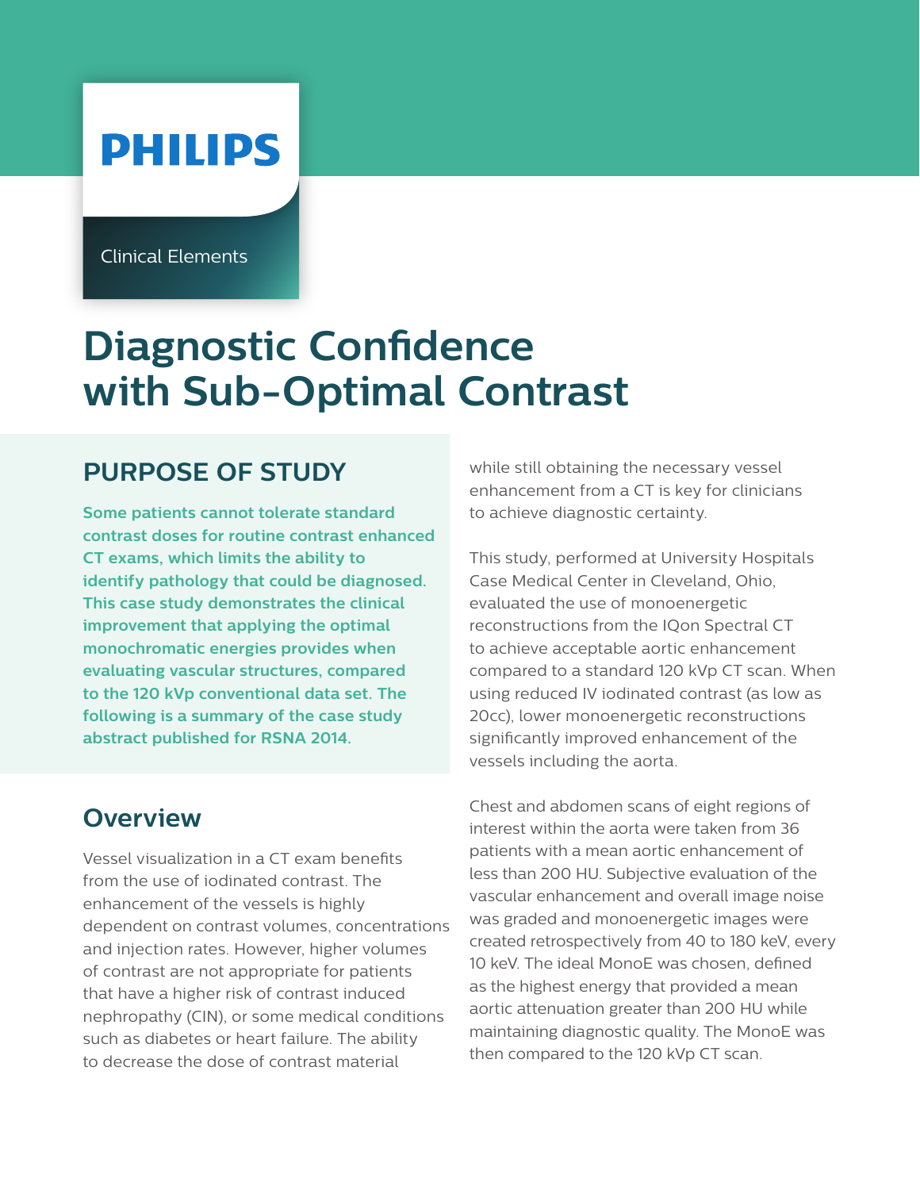PHILIPS

Clinical Elements

# Diagnostic Confidence with Sub-Optimal Contrast

## PURPOSE OF STUDY

**Some patients cannot tolerate standard contrast doses for routine contrast enhanced CT exams, which limits the ability to identify pathology that could be diagnosed. This case study demonstrates the clinical improvement that applying the optimal monochromatic energies provides when evaluating vascular structures, compared to the 120 kVp conventional data set. The following is a summary of the case study abstract published for RSNA 2014.**

## Overview

Vessel visualization in a CT exam benefits from the use of iodinated contrast. The enhancement of the vessels is highly dependent on contrast volumes, concentrations and injection rates. However, higher volumes of contrast are not appropriate for patients that have a higher risk of contrast induced nephropathy (CIN), or some medical conditions such as diabetes or heart failure. The ability to decrease the dose of contrast material while still obtaining the necessary vessel enhancement from a CT is key for clinicians to achieve diagnostic certainty.

This study, performed at University Hospitals Case Medical Center in Cleveland, Ohio, evaluated the use of monoenergetic reconstructions from the IQon Spectral CT to achieve acceptable aortic enhancement compared to a standard 120 kVp CT scan. When using reduced IV iodinated contrast (as low as 20cc), lower monoenergetic reconstructions significantly improved enhancement of the vessels including the aorta.

Chest and abdomen scans of eight regions of interest within the aorta were taken from 36 patients with a mean aortic enhancement of less than 200 HU. Subjective evaluation of the vascular enhancement and overall image noise was graded and monoenergetic images were created retrospectively from 40 to 180 keV, every 10 keV. The ideal MonoE was chosen, defined as the highest energy that provided a mean aortic attenuation greater than 200 HU while maintaining diagnostic quality. The MonoE was then compared to the 120 kVp CT scan.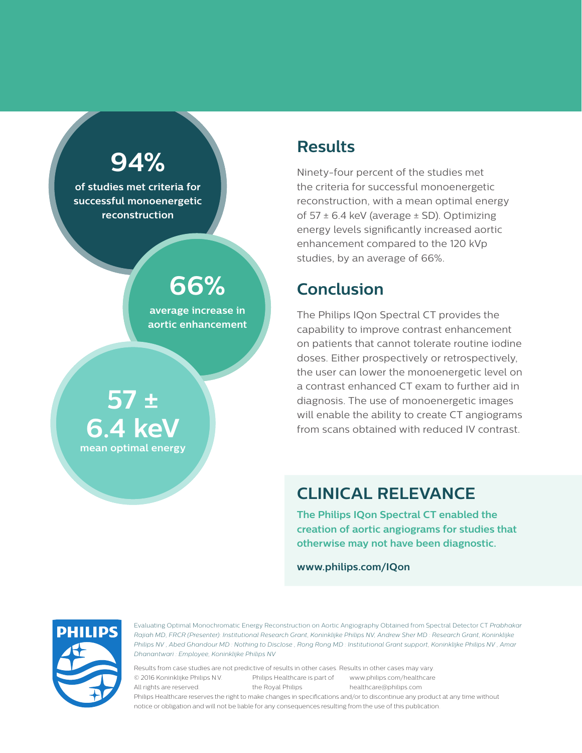**94%**

**of studies met criteria for successful monoenergetic reconstruction**

**66%**

**average increase in aortic enhancement**

**57 ± 6.4 keV**

**mean optimal energy**

## Results

Ninety-four percent of the studies met the criteria for successful monoenergetic reconstruction, with a mean optimal energy of 57 ± 6.4 keV (average ± SD). Optimizing energy levels significantly increased aortic enhancement compared to the 120 kVp studies, by an average of 66%.

## Conclusion

The Philips IQon Spectral CT provides the capability to improve contrast enhancement on patients that cannot tolerate routine iodine doses. Either prospectively or retrospectively, the user can lower the monoenergetic level on a contrast enhanced CT exam to further aid in diagnosis. The use of monoenergetic images will enable the ability to create CT angiograms from scans obtained with reduced IV contrast.

## CLINICAL RELEVANCE

**The Philips IQon Spectral CT enabled the creation of aortic angiograms for studies that otherwise may not have been diagnostic.**

**www.philips.com/IQon**

PHILIPS

Evaluating Optimal Monochromatic Energy Reconstruction on Aortic Angiography Obtained from Spectral Detector CT *Prabhakar Rajiah MD, FRCR (Presenter): Institutional Research Grant, Koninklijke Philips NV, Andrew Sher MD : Research Grant, Koninklijke Philips NV , Abed Ghandour MD : Nothing to Disclose , Rong Rong MD : Institutional Grant support, Koninklijke Philips NV , Amar Dhanantwari : Employee, Koninklijke Philips NV*

Results from case studies are not predictive of results in other cases. Results in other cases may vary.

© 2016 Koninklijke Philips N.V. All rights are reserved.

Philips Healthcare is part of the Royal Philips

www.philips.com/healthcare
healthcare@philips.com

Philips Healthcare reserves the right to make changes in specifications and/or to discontinue any product at any time without notice or obligation and will not be liable for any consequences resulting from the use of this publication.